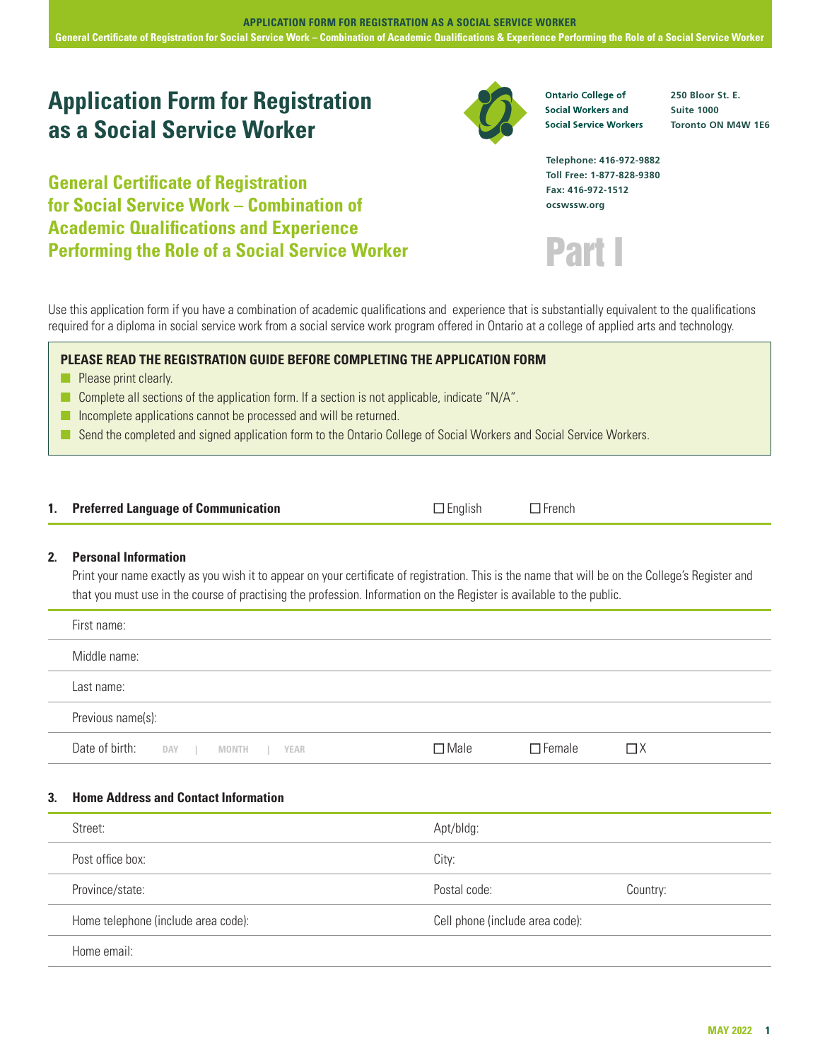**APPLICATION FORM FOR REGISTRATION AS A SOCIAL SERVICE WORKER**
**General Certificate of Registration for Social Service Work – Combination of Academic Qualifications & Experience Performing the Role of a Social Service Worker**

# Application Form for Registration as a Social Service Worker

## General Certificate of Registration for Social Service Work – Combination of Academic Qualifications and Experience Performing the Role of a Social Service Worker

**Ontario College of Social Workers and Social Service Workers**
**250 Bloor St. E.**
**Suite 1000**
**Toronto ON M4W 1E6**

**Telephone: 416-972-9882**
**Toll Free: 1-877-828-9380**
**Fax: 416-972-1512**
**ocswssw.org**

# Part I

Use this application form if you have a combination of academic qualifications and experience that is substantially equivalent to the qualifications required for a diploma in social service work from a social service work program offered in Ontario at a college of applied arts and technology.

**PLEASE READ THE REGISTRATION GUIDE BEFORE COMPLETING THE APPLICATION FORM**

- Please print clearly.
- Complete all sections of the application form. If a section is not applicable, indicate "N/A".
- Incomplete applications cannot be processed and will be returned.
- Send the completed and signed application form to the Ontario College of Social Workers and Social Service Workers.

**1. Preferred Language of Communication** ☐ English ☐ French

**2. Personal Information**

Print your name exactly as you wish it to appear on your certificate of registration. This is the name that will be on the College's Register and that you must use in the course of practising the profession. Information on the Register is available to the public.

First name:

Middle name:

Last name:

Previous name(s):

Date of birth: DAY | MONTH | YEAR ☐ Male ☐ Female ☐ X

**3. Home Address and Contact Information**

| | |
|---|---|
| Street: | Apt/bldg: |
| Post office box: | City: |
| Province/state: | Postal code: Country: |
| Home telephone (include area code): | Cell phone (include area code): |
| Home email: | |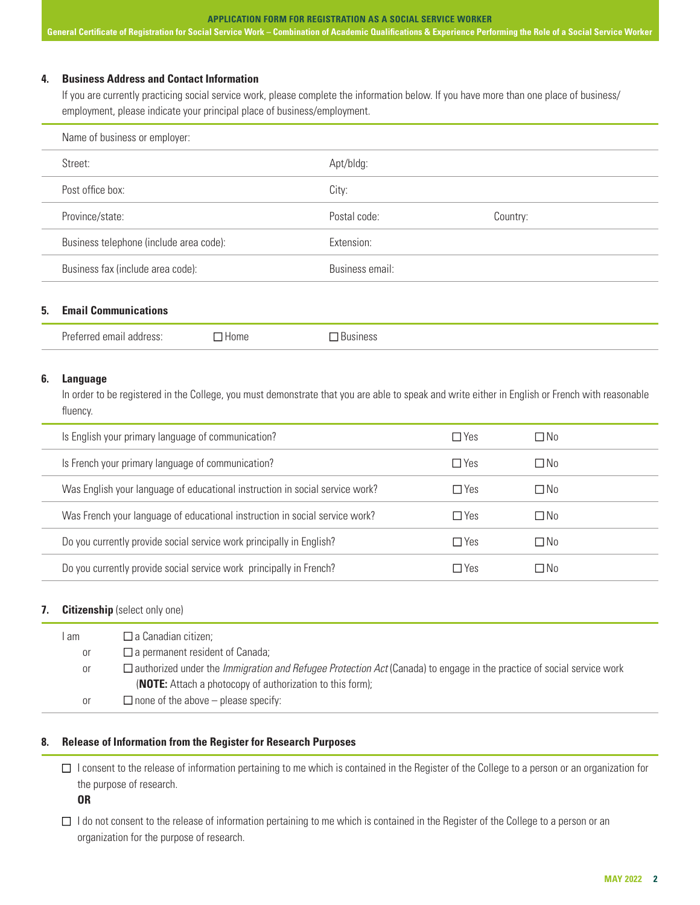## 4. Business Address and Contact Information

If you are currently practicing social service work, please complete the information below. If you have more than one place of business/employment, please indicate your principal place of business/employment.

| Name of business or employer: | | |
|---|---|---|
| Street: | Apt/bldg: | |
| Post office box: | City: | |
| Province/state: | Postal code: | Country: |
| Business telephone (include area code): | Extension: | |
| Business fax (include area code): | Business email: | |

## 5. Email Communications

| Preferred email address: | ☐ Home | ☐ Business |
|---|---|---|

## 6. Language

In order to be registered in the College, you must demonstrate that you are able to speak and write either in English or French with reasonable fluency.

| Question | Yes | No |
|---|---|---|
| Is English your primary language of communication? | ☐ Yes | ☐ No |
| Is French your primary language of communication? | ☐ Yes | ☐ No |
| Was English your language of educational instruction in social service work? | ☐ Yes | ☐ No |
| Was French your language of educational instruction in social service work? | ☐ Yes | ☐ No |
| Do you currently provide social service work principally in English? | ☐ Yes | ☐ No |
| Do you currently provide social service work principally in French? | ☐ Yes | ☐ No |

## 7. Citizenship (select only one)

I am ☐ a Canadian citizen;

or ☐ a permanent resident of Canada;

or ☐ authorized under the *Immigration and Refugee Protection Act* (Canada) to engage in the practice of social service work (**NOTE:** Attach a photocopy of authorization to this form);

or ☐ none of the above – please specify:

## 8. Release of Information from the Register for Research Purposes

☐ I consent to the release of information pertaining to me which is contained in the Register of the College to a person or an organization for the purpose of research.

**OR**

☐ I do not consent to the release of information pertaining to me which is contained in the Register of the College to a person or an organization for the purpose of research.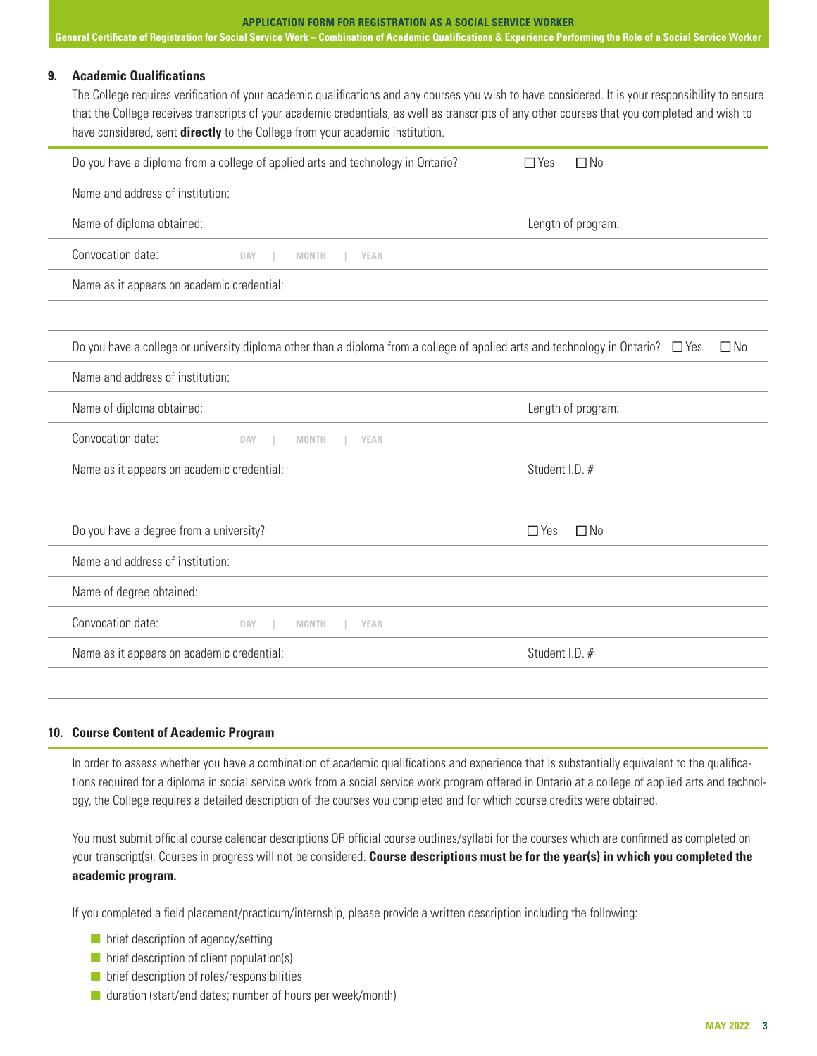## 9. Academic Qualifications

The College requires verification of your academic qualifications and any courses you wish to have considered. It is your responsibility to ensure that the College receives transcripts of your academic credentials, as well as transcripts of any other courses that you completed and wish to have considered, sent **directly** to the College from your academic institution.

Do you have a diploma from a college of applied arts and technology in Ontario? ☐ Yes ☐ No

Name and address of institution:

Name of diploma obtained: Length of program:

Convocation date: DAY | MONTH | YEAR

Name as it appears on academic credential:

Do you have a college or university diploma other than a diploma from a college of applied arts and technology in Ontario? ☐ Yes ☐ No

Name and address of institution:

Name of diploma obtained: Length of program:

Convocation date: DAY | MONTH | YEAR

Name as it appears on academic credential: Student I.D. #

Do you have a degree from a university? ☐ Yes ☐ No

Name and address of institution:

Name of degree obtained:

Convocation date: DAY | MONTH | YEAR

Name as it appears on academic credential: Student I.D. #

## 10. Course Content of Academic Program

In order to assess whether you have a combination of academic qualifications and experience that is substantially equivalent to the qualifications required for a diploma in social service work from a social service work program offered in Ontario at a college of applied arts and technology, the College requires a detailed description of the courses you completed and for which course credits were obtained.

You must submit official course calendar descriptions OR official course outlines/syllabi for the courses which are confirmed as completed on your transcript(s). Courses in progress will not be considered. **Course descriptions must be for the year(s) in which you completed the academic program.**

If you completed a field placement/practicum/internship, please provide a written description including the following:

- brief description of agency/setting
- brief description of client population(s)
- brief description of roles/responsibilities
- duration (start/end dates; number of hours per week/month)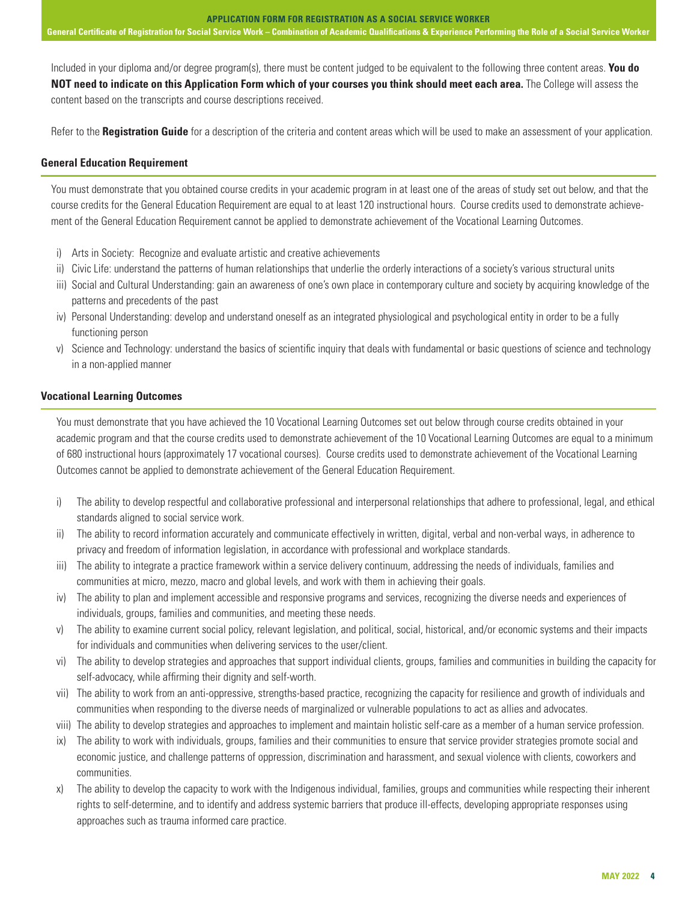Included in your diploma and/or degree program(s), there must be content judged to be equivalent to the following three content areas. **You do NOT need to indicate on this Application Form which of your courses you think should meet each area.** The College will assess the content based on the transcripts and course descriptions received.

Refer to the **Registration Guide** for a description of the criteria and content areas which will be used to make an assessment of your application.

### General Education Requirement

You must demonstrate that you obtained course credits in your academic program in at least one of the areas of study set out below, and that the course credits for the General Education Requirement are equal to at least 120 instructional hours. Course credits used to demonstrate achievement of the General Education Requirement cannot be applied to demonstrate achievement of the Vocational Learning Outcomes.

i) Arts in Society: Recognize and evaluate artistic and creative achievements
ii) Civic Life: understand the patterns of human relationships that underlie the orderly interactions of a society's various structural units
iii) Social and Cultural Understanding: gain an awareness of one's own place in contemporary culture and society by acquiring knowledge of the patterns and precedents of the past
iv) Personal Understanding: develop and understand oneself as an integrated physiological and psychological entity in order to be a fully functioning person
v) Science and Technology: understand the basics of scientific inquiry that deals with fundamental or basic questions of science and technology in a non-applied manner

### Vocational Learning Outcomes

You must demonstrate that you have achieved the 10 Vocational Learning Outcomes set out below through course credits obtained in your academic program and that the course credits used to demonstrate achievement of the 10 Vocational Learning Outcomes are equal to a minimum of 680 instructional hours (approximately 17 vocational courses). Course credits used to demonstrate achievement of the Vocational Learning Outcomes cannot be applied to demonstrate achievement of the General Education Requirement.

i) The ability to develop respectful and collaborative professional and interpersonal relationships that adhere to professional, legal, and ethical standards aligned to social service work.
ii) The ability to record information accurately and communicate effectively in written, digital, verbal and non-verbal ways, in adherence to privacy and freedom of information legislation, in accordance with professional and workplace standards.
iii) The ability to integrate a practice framework within a service delivery continuum, addressing the needs of individuals, families and communities at micro, mezzo, macro and global levels, and work with them in achieving their goals.
iv) The ability to plan and implement accessible and responsive programs and services, recognizing the diverse needs and experiences of individuals, groups, families and communities, and meeting these needs.
v) The ability to examine current social policy, relevant legislation, and political, social, historical, and/or economic systems and their impacts for individuals and communities when delivering services to the user/client.
vi) The ability to develop strategies and approaches that support individual clients, groups, families and communities in building the capacity for self-advocacy, while affirming their dignity and self-worth.
vii) The ability to work from an anti-oppressive, strengths-based practice, recognizing the capacity for resilience and growth of individuals and communities when responding to the diverse needs of marginalized or vulnerable populations to act as allies and advocates.
viii) The ability to develop strategies and approaches to implement and maintain holistic self-care as a member of a human service profession.
ix) The ability to work with individuals, groups, families and their communities to ensure that service provider strategies promote social and economic justice, and challenge patterns of oppression, discrimination and harassment, and sexual violence with clients, coworkers and communities.
x) The ability to develop the capacity to work with the Indigenous individual, families, groups and communities while respecting their inherent rights to self-determine, and to identify and address systemic barriers that produce ill-effects, developing appropriate responses using approaches such as trauma informed care practice.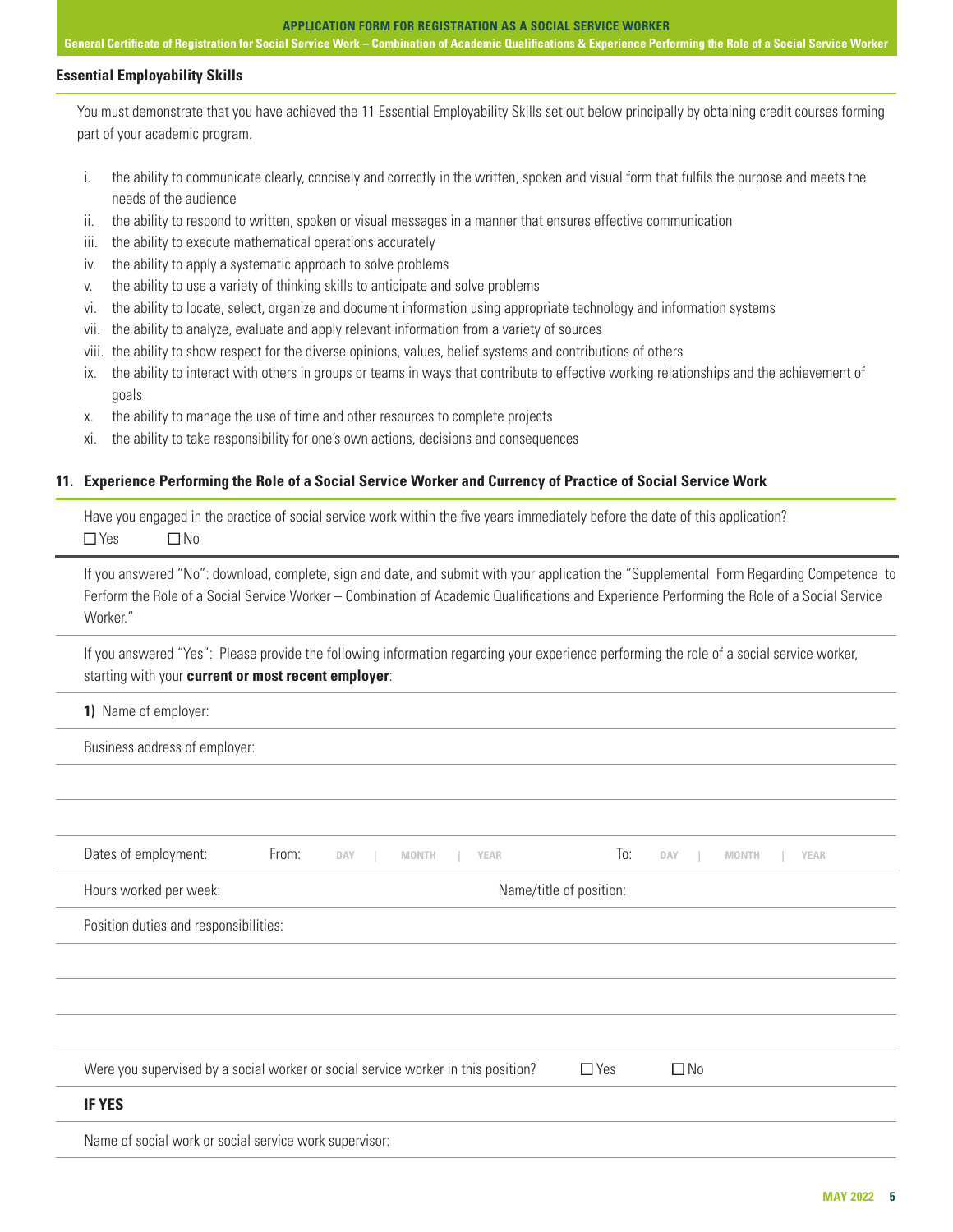### Essential Employability Skills

You must demonstrate that you have achieved the 11 Essential Employability Skills set out below principally by obtaining credit courses forming part of your academic program.

i. the ability to communicate clearly, concisely and correctly in the written, spoken and visual form that fulfils the purpose and meets the needs of the audience
ii. the ability to respond to written, spoken or visual messages in a manner that ensures effective communication
iii. the ability to execute mathematical operations accurately
iv. the ability to apply a systematic approach to solve problems
v. the ability to use a variety of thinking skills to anticipate and solve problems
vi. the ability to locate, select, organize and document information using appropriate technology and information systems
vii. the ability to analyze, evaluate and apply relevant information from a variety of sources
viii. the ability to show respect for the diverse opinions, values, belief systems and contributions of others
ix. the ability to interact with others in groups or teams in ways that contribute to effective working relationships and the achievement of goals
x. the ability to manage the use of time and other resources to complete projects
xi. the ability to take responsibility for one's own actions, decisions and consequences

### 11. Experience Performing the Role of a Social Service Worker and Currency of Practice of Social Service Work

Have you engaged in the practice of social service work within the five years immediately before the date of this application?
☐ Yes ☐ No

If you answered "No": download, complete, sign and date, and submit with your application the "Supplemental Form Regarding Competence to Perform the Role of a Social Service Worker – Combination of Academic Qualifications and Experience Performing the Role of a Social Service Worker."

If you answered "Yes": Please provide the following information regarding your experience performing the role of a social service worker, starting with your **current or most recent employer**:

**1)** Name of employer:

Business address of employer:

Dates of employment: From: DAY | MONTH | YEAR To: DAY | MONTH | YEAR

Hours worked per week: Name/title of position:

Position duties and responsibilities:

Were you supervised by a social worker or social service worker in this position? ☐ Yes ☐ No

**IF YES**

Name of social work or social service work supervisor: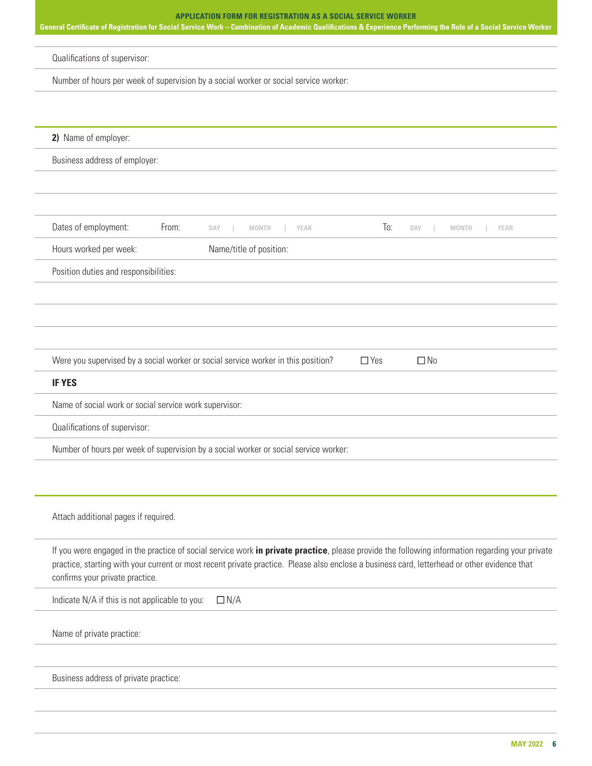Qualifications of supervisor:

Number of hours per week of supervision by a social worker or social service worker:

**2)** Name of employer:

Business address of employer:

Dates of employment: From: DAY | MONTH | YEAR To: DAY | MONTH | YEAR

Hours worked per week: Name/title of position:

Position duties and responsibilities:

Were you supervised by a social worker or social service worker in this position? ☐ Yes ☐ No

**IF YES**

Name of social work or social service work supervisor:

Qualifications of supervisor:

Number of hours per week of supervision by a social worker or social service worker:

Attach additional pages if required.

If you were engaged in the practice of social service work **in private practice**, please provide the following information regarding your private practice, starting with your current or most recent private practice. Please also enclose a business card, letterhead or other evidence that confirms your private practice.

Indicate N/A if this is not applicable to you: ☐ N/A

Name of private practice:

Business address of private practice: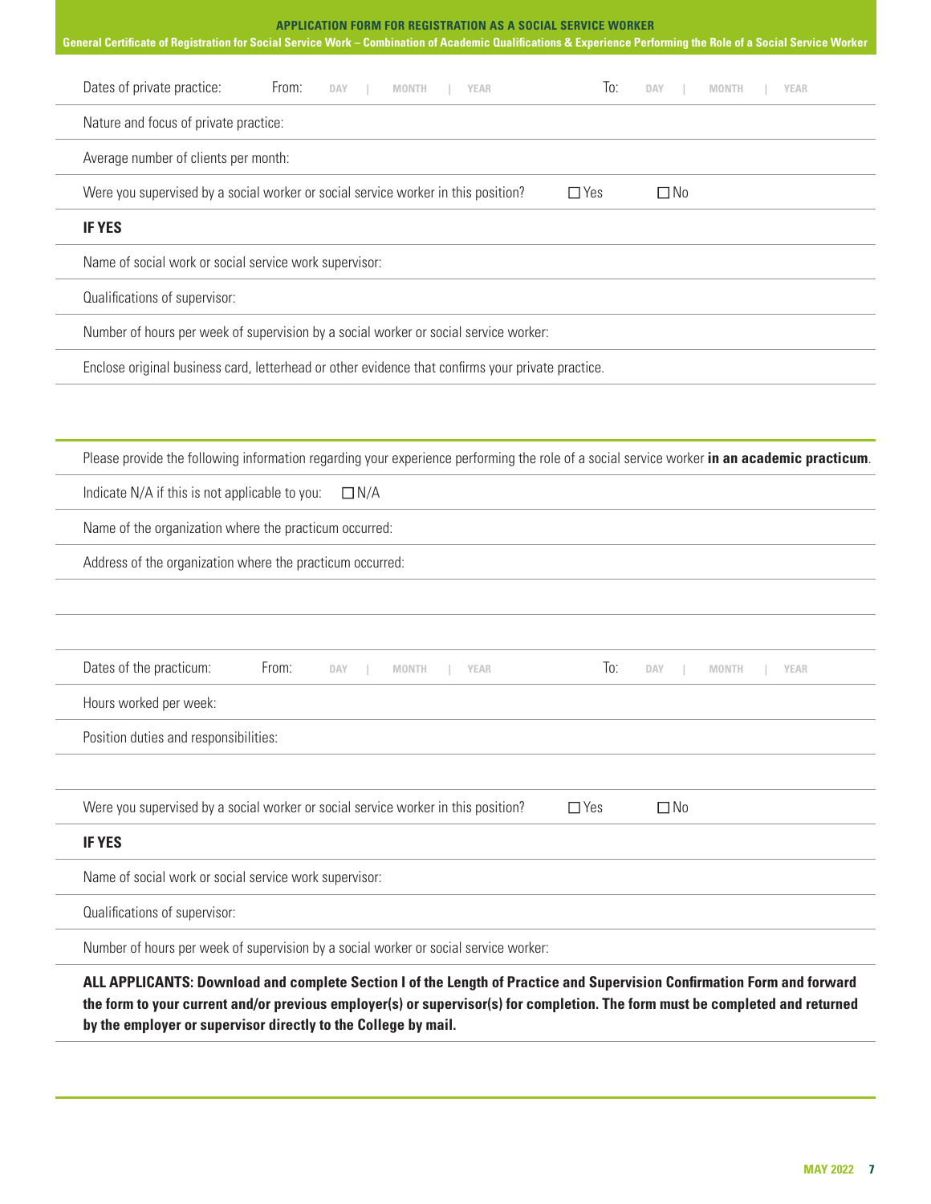Dates of private practice: From: DAY | MONTH | YEAR To: DAY | MONTH | YEAR

Nature and focus of private practice:

Average number of clients per month:

Were you supervised by a social worker or social service worker in this position? ☐ Yes ☐ No

**IF YES**

Name of social work or social service work supervisor:

Qualifications of supervisor:

Number of hours per week of supervision by a social worker or social service worker:

Enclose original business card, letterhead or other evidence that confirms your private practice.

---

Please provide the following information regarding your experience performing the role of a social service worker **in an academic practicum**.

Indicate N/A if this is not applicable to you: ☐ N/A

Name of the organization where the practicum occurred:

Address of the organization where the practicum occurred:

Dates of the practicum: From: DAY | MONTH | YEAR To: DAY | MONTH | YEAR

Hours worked per week:

Position duties and responsibilities:

Were you supervised by a social worker or social service worker in this position? ☐ Yes ☐ No

**IF YES**

Name of social work or social service work supervisor:

Qualifications of supervisor:

Number of hours per week of supervision by a social worker or social service worker:

**ALL APPLICANTS: Download and complete Section I of the Length of Practice and Supervision Confirmation Form and forward the form to your current and/or previous employer(s) or supervisor(s) for completion. The form must be completed and returned by the employer or supervisor directly to the College by mail.**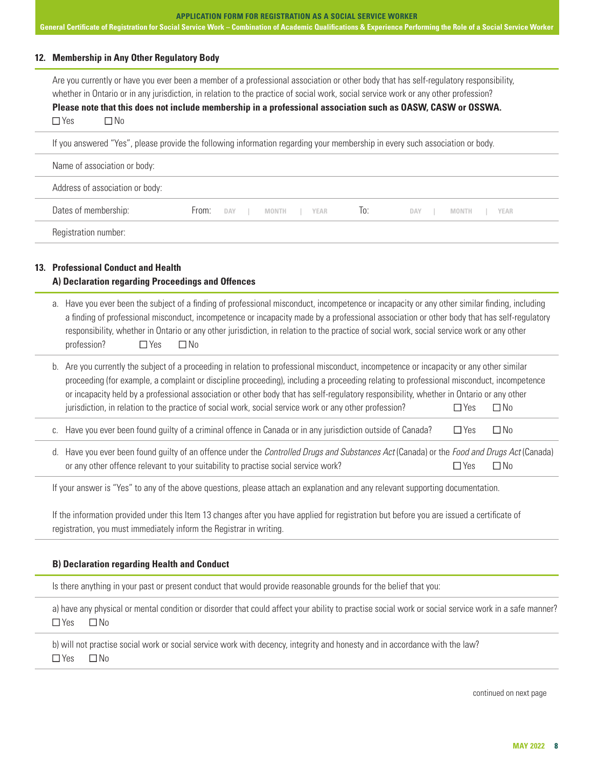## 12. Membership in Any Other Regulatory Body

Are you currently or have you ever been a member of a professional association or other body that has self-regulatory responsibility, whether in Ontario or in any jurisdiction, in relation to the practice of social work, social service work or any other profession?

**Please note that this does not include membership in a professional association such as OASW, CASW or OSSWA.**

☐ Yes ☐ No

If you answered "Yes", please provide the following information regarding your membership in every such association or body.

Name of association or body:

Address of association or body:

Dates of membership: From: DAY | MONTH | YEAR To: DAY | MONTH | YEAR

Registration number:

## 13. Professional Conduct and Health

### A) Declaration regarding Proceedings and Offences

a. Have you ever been the subject of a finding of professional misconduct, incompetence or incapacity or any other similar finding, including a finding of professional misconduct, incompetence or incapacity made by a professional association or other body that has self-regulatory responsibility, whether in Ontario or any other jurisdiction, in relation to the practice of social work, social service work or any other profession? ☐ Yes ☐ No

b. Are you currently the subject of a proceeding in relation to professional misconduct, incompetence or incapacity or any other similar proceeding (for example, a complaint or discipline proceeding), including a proceeding relating to professional misconduct, incompetence or incapacity held by a professional association or other body that has self-regulatory responsibility, whether in Ontario or any other jurisdiction, in relation to the practice of social work, social service work or any other profession? ☐ Yes ☐ No

c. Have you ever been found guilty of a criminal offence in Canada or in any jurisdiction outside of Canada? ☐ Yes ☐ No

d. Have you ever been found guilty of an offence under the *Controlled Drugs and Substances Act* (Canada) or the *Food and Drugs Act* (Canada) or any other offence relevant to your suitability to practise social service work? ☐ Yes ☐ No

If your answer is "Yes" to any of the above questions, please attach an explanation and any relevant supporting documentation.

If the information provided under this Item 13 changes after you have applied for registration but before you are issued a certificate of registration, you must immediately inform the Registrar in writing.

### B) Declaration regarding Health and Conduct

Is there anything in your past or present conduct that would provide reasonable grounds for the belief that you:

a) have any physical or mental condition or disorder that could affect your ability to practise social work or social service work in a safe manner?

☐ Yes ☐ No

b) will not practise social work or social service work with decency, integrity and honesty and in accordance with the law?

☐ Yes ☐ No

continued on next page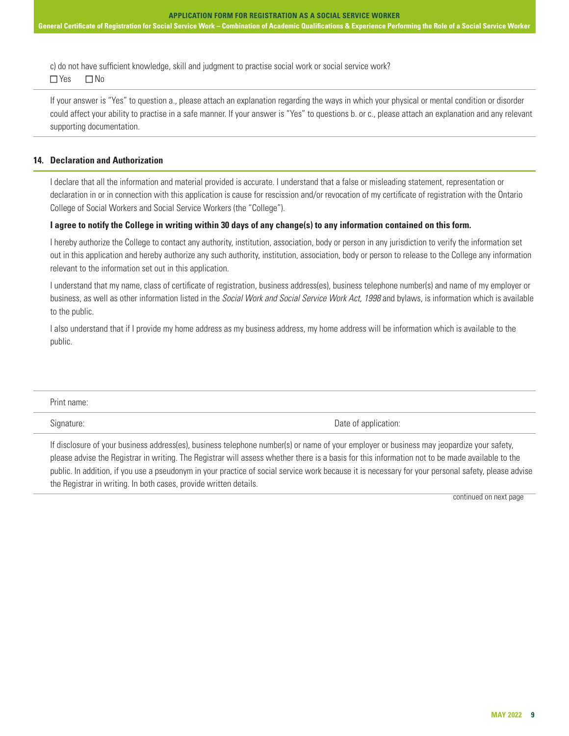c) do not have sufficient knowledge, skill and judgment to practise social work or social service work?

☐ Yes ☐ No

If your answer is "Yes" to question a., please attach an explanation regarding the ways in which your physical or mental condition or disorder could affect your ability to practise in a safe manner. If your answer is "Yes" to questions b. or c., please attach an explanation and any relevant supporting documentation.

## 14. Declaration and Authorization

I declare that all the information and material provided is accurate. I understand that a false or misleading statement, representation or declaration in or in connection with this application is cause for rescission and/or revocation of my certificate of registration with the Ontario College of Social Workers and Social Service Workers (the "College").

**I agree to notify the College in writing within 30 days of any change(s) to any information contained on this form.**

I hereby authorize the College to contact any authority, institution, association, body or person in any jurisdiction to verify the information set out in this application and hereby authorize any such authority, institution, association, body or person to release to the College any information relevant to the information set out in this application.

I understand that my name, class of certificate of registration, business address(es), business telephone number(s) and name of my employer or business, as well as other information listed in the *Social Work and Social Service Work Act, 1998* and bylaws, is information which is available to the public.

I also understand that if I provide my home address as my business address, my home address will be information which is available to the public.

Print name:

Signature: Date of application:

If disclosure of your business address(es), business telephone number(s) or name of your employer or business may jeopardize your safety, please advise the Registrar in writing. The Registrar will assess whether there is a basis for this information not to be made available to the public. In addition, if you use a pseudonym in your practice of social service work because it is necessary for your personal safety, please advise the Registrar in writing. In both cases, provide written details.

continued on next page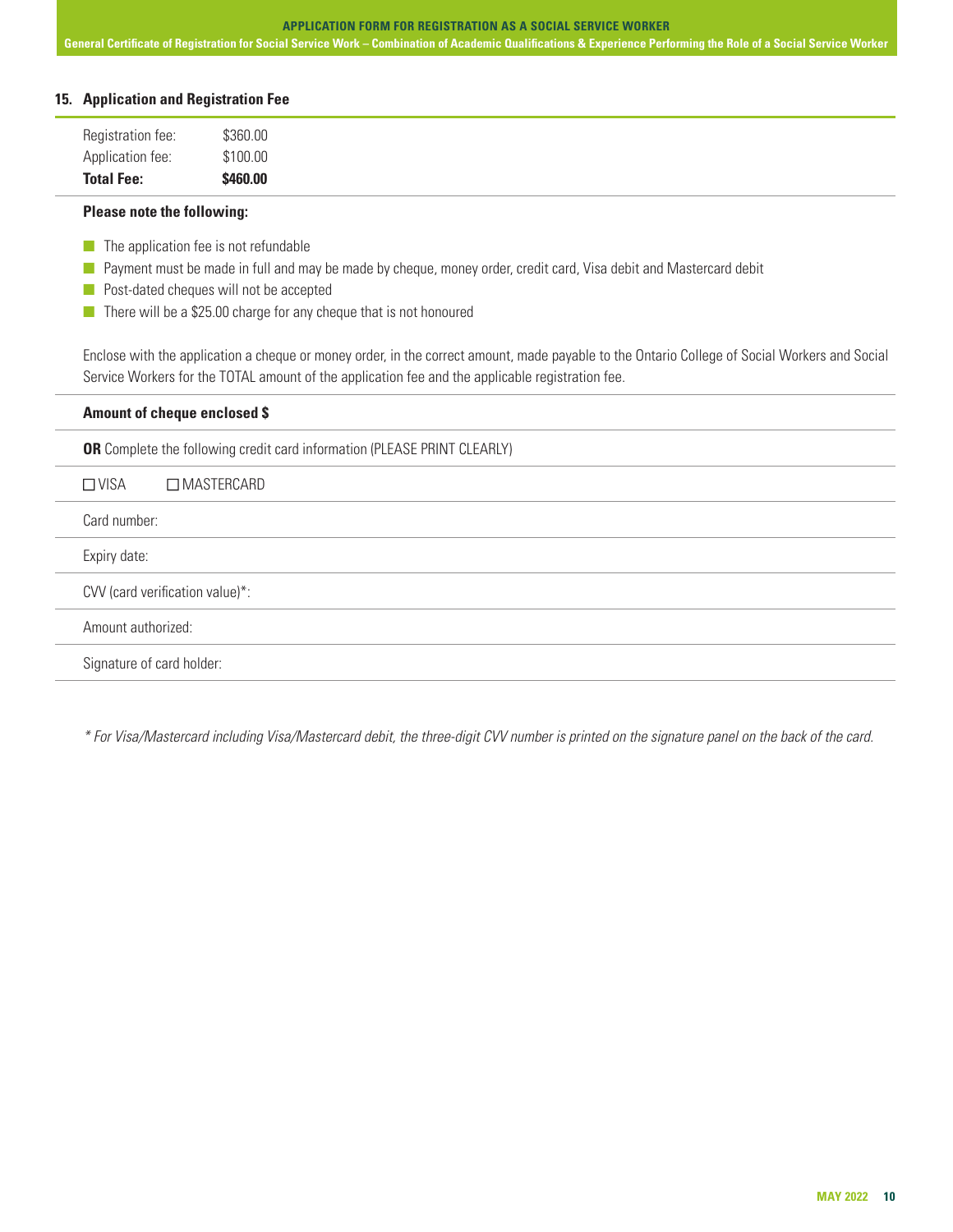## 15. Application and Registration Fee

| | |
|---|---|
| Registration fee: | $360.00 |
| Application fee: | $100.00 |
| **Total Fee:** | **$460.00** |

**Please note the following:**

- The application fee is not refundable
- Payment must be made in full and may be made by cheque, money order, credit card, Visa debit and Mastercard debit
- Post-dated cheques will not be accepted
- There will be a $25.00 charge for any cheque that is not honoured

Enclose with the application a cheque or money order, in the correct amount, made payable to the Ontario College of Social Workers and Social Service Workers for the TOTAL amount of the application fee and the applicable registration fee.

**Amount of cheque enclosed $**

**OR** Complete the following credit card information (PLEASE PRINT CLEARLY)

☐ VISA ☐ MASTERCARD

Card number:

Expiry date:

CVV (card verification value)*:

Amount authorized:

Signature of card holder:

*\* For Visa/Mastercard including Visa/Mastercard debit, the three-digit CVV number is printed on the signature panel on the back of the card.*